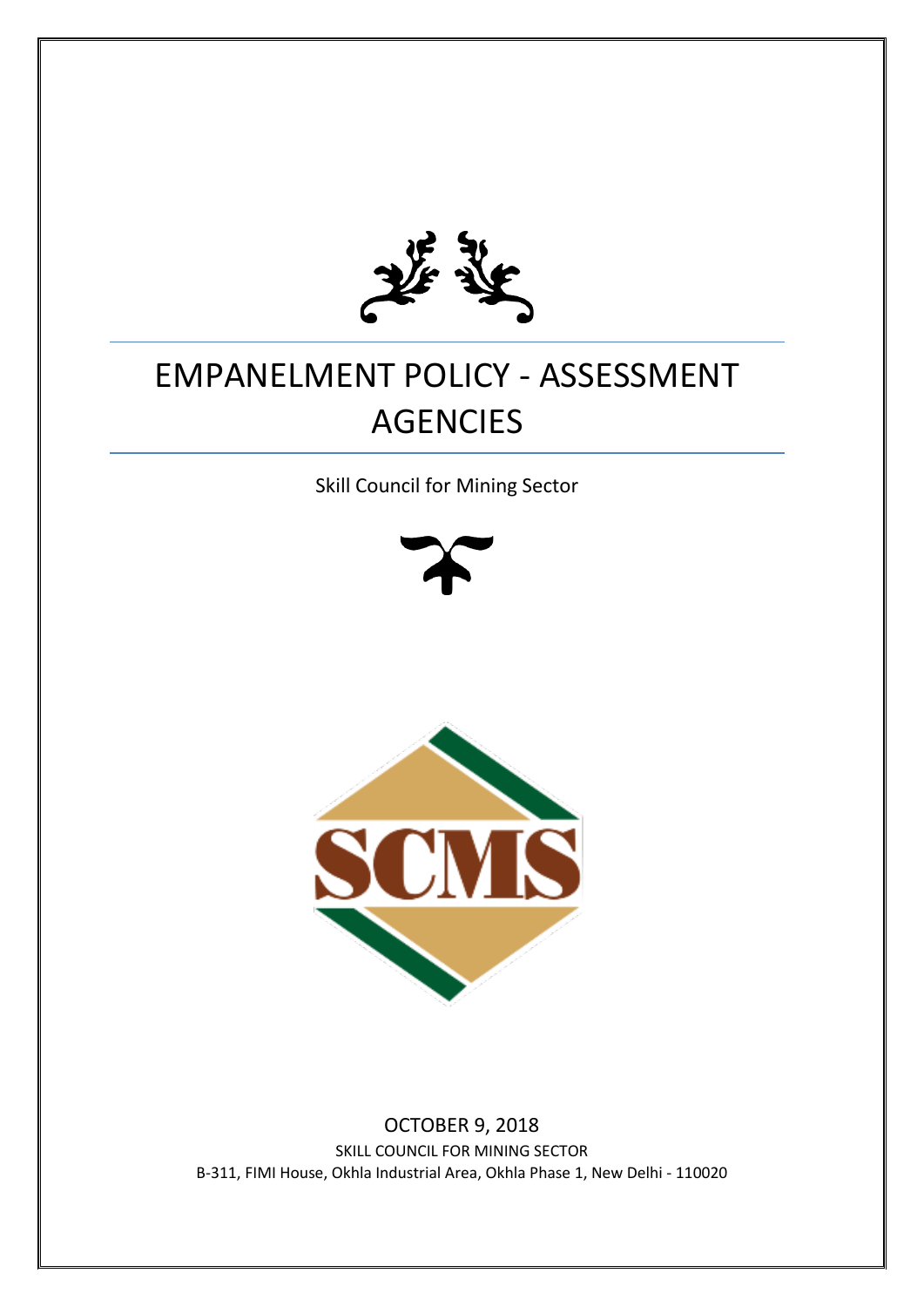# EMPANELMENT POLICY - ASSESSMENT AGENCIES

Skill Council for Mining Sector

OCTOBER 9, 2018

SKILL COUNCIL FOR MINING SECTOR

B-311, FIMI House, Okhla Industrial Area, Okhla Phase 1, New Delhi - 110020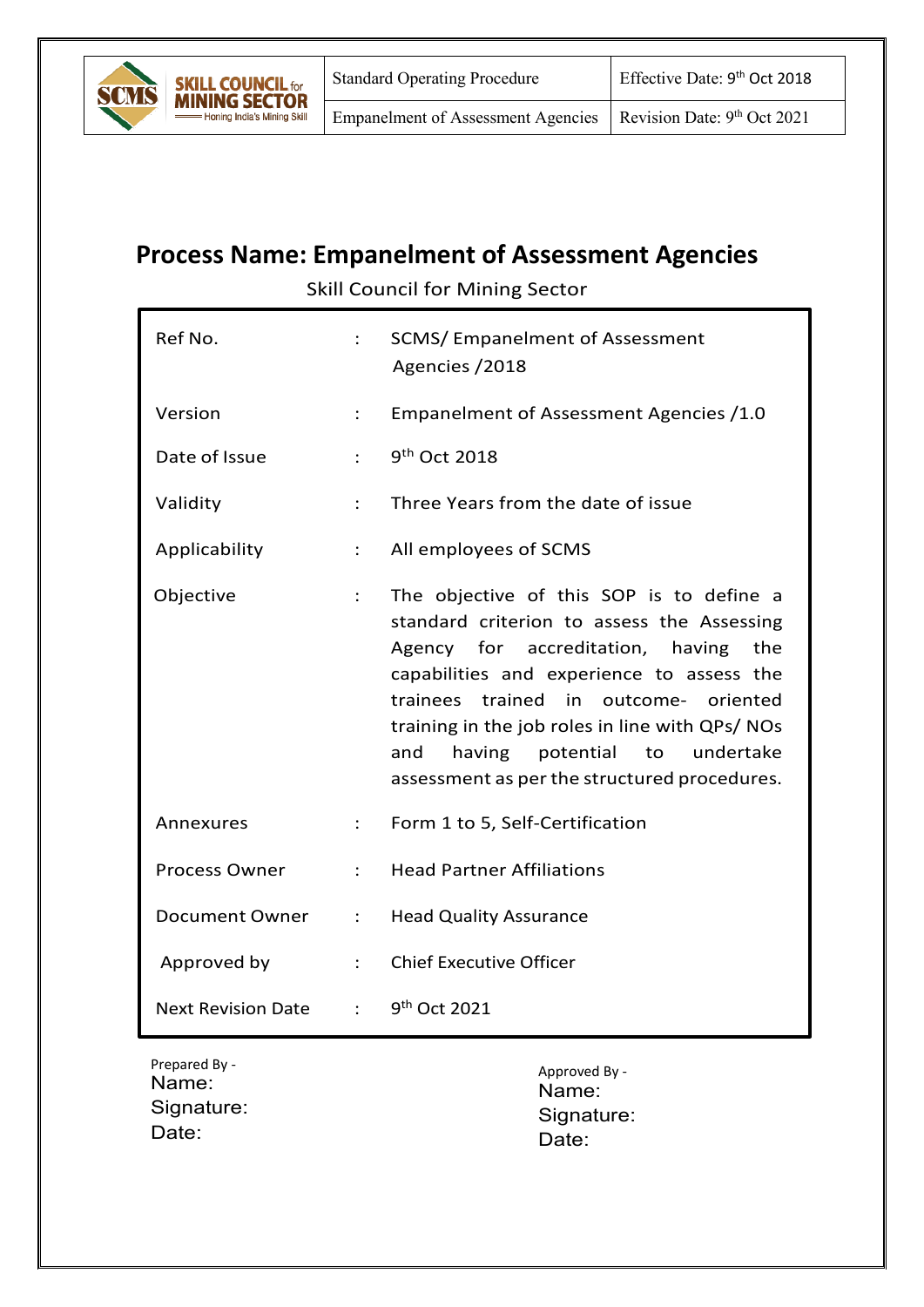# Process Name: Empanelment of Assessment Agencies

Skill Council for Mining Sector

| | | |
|---|---|---|
| Ref No. | : | SCMS/ Empanelment of Assessment Agencies /2018 |
| Version | : | Empanelment of Assessment Agencies /1.0 |
| Date of Issue | : | 9th Oct 2018 |
| Validity | : | Three Years from the date of issue |
| Applicability | : | All employees of SCMS |
| Objective | : | The objective of this SOP is to define a standard criterion to assess the Assessing Agency for accreditation, having the capabilities and experience to assess the trainees trained in outcome- oriented training in the job roles in line with QPs/ NOs and having potential to undertake assessment as per the structured procedures. |
| Annexures | : | Form 1 to 5, Self-Certification |
| Process Owner | : | Head Partner Affiliations |
| Document Owner | : | Head Quality Assurance |
| Approved by | : | Chief Executive Officer |
| Next Revision Date | : | 9th Oct 2021 |

Prepared By -
Name:
Signature:
Date:

Approved By -
Name:
Signature:
Date: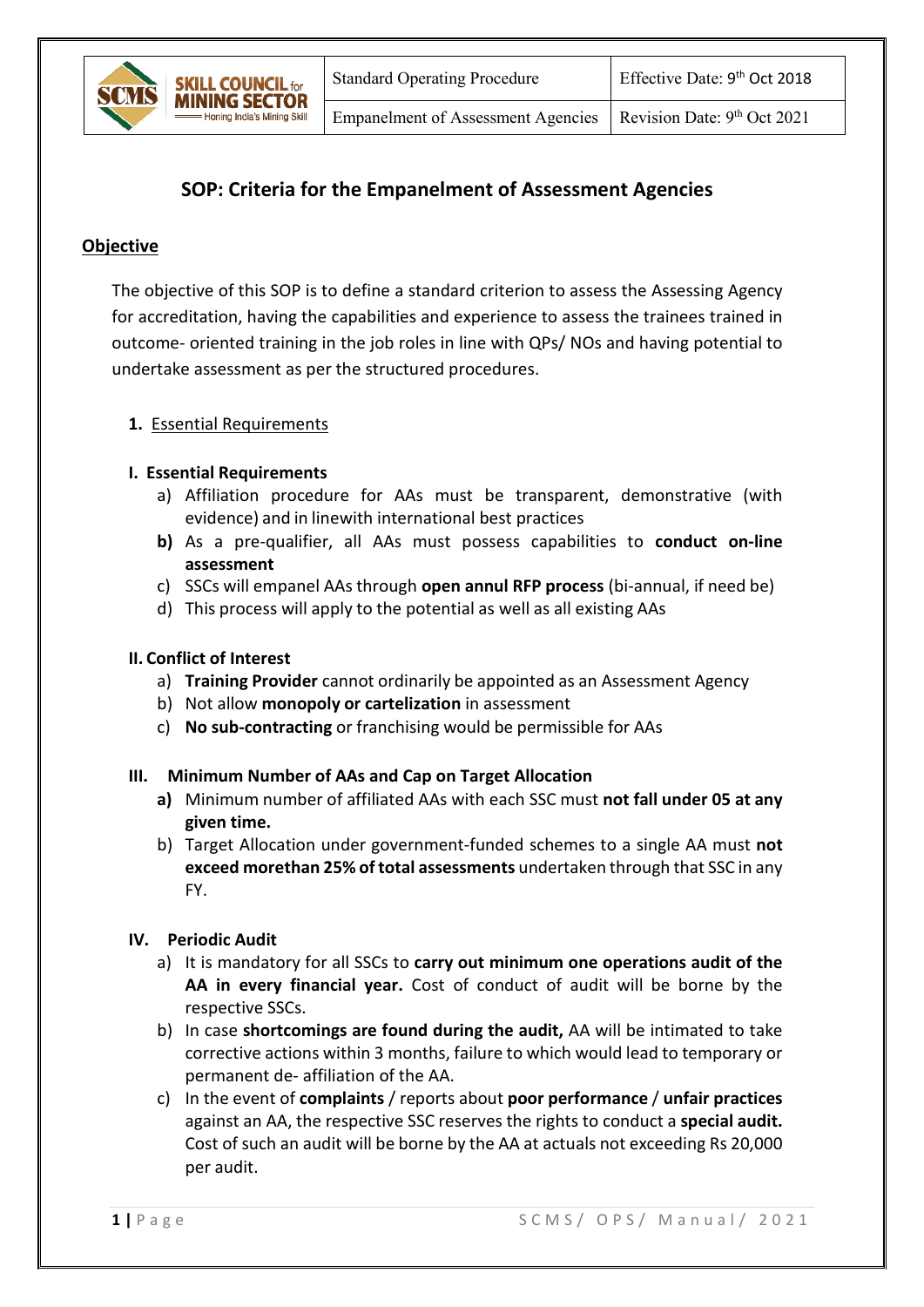| Standard Operating Procedure | Effective Date: 9th Oct 2018 |
|---|---|
| Empanelment of Assessment Agencies | Revision Date: 9th Oct 2021 |

# SOP: Criteria for the Empanelment of Assessment Agencies

## Objective

The objective of this SOP is to define a standard criterion to assess the Assessing Agency for accreditation, having the capabilities and experience to assess the trainees trained in outcome- oriented training in the job roles in line with QPs/ NOs and having potential to undertake assessment as per the structured procedures.

**1.** Essential Requirements

### I. Essential Requirements

a) Affiliation procedure for AAs must be transparent, demonstrative (with evidence) and in linewith international best practices

**b)** As a pre-qualifier, all AAs must possess capabilities to **conduct on-line assessment**

c) SSCs will empanel AAs through **open annul RFP process** (bi-annual, if need be)

d) This process will apply to the potential as well as all existing AAs

### II. Conflict of Interest

a) **Training Provider** cannot ordinarily be appointed as an Assessment Agency

b) Not allow **monopoly or cartelization** in assessment

c) **No sub-contracting** or franchising would be permissible for AAs

### III. Minimum Number of AAs and Cap on Target Allocation

**a)** Minimum number of affiliated AAs with each SSC must **not fall under 05 at any given time.**

b) Target Allocation under government-funded schemes to a single AA must **not exceed morethan 25% of total assessments** undertaken through that SSC in any FY.

### IV. Periodic Audit

a) It is mandatory for all SSCs to **carry out minimum one operations audit of the AA in every financial year.** Cost of conduct of audit will be borne by the respective SSCs.

b) In case **shortcomings are found during the audit,** AA will be intimated to take corrective actions within 3 months, failure to which would lead to temporary or permanent de- affiliation of the AA.

c) In the event of **complaints** / reports about **poor performance** / **unfair practices** against an AA, the respective SSC reserves the rights to conduct a **special audit.** Cost of such an audit will be borne by the AA at actuals not exceeding Rs 20,000 per audit.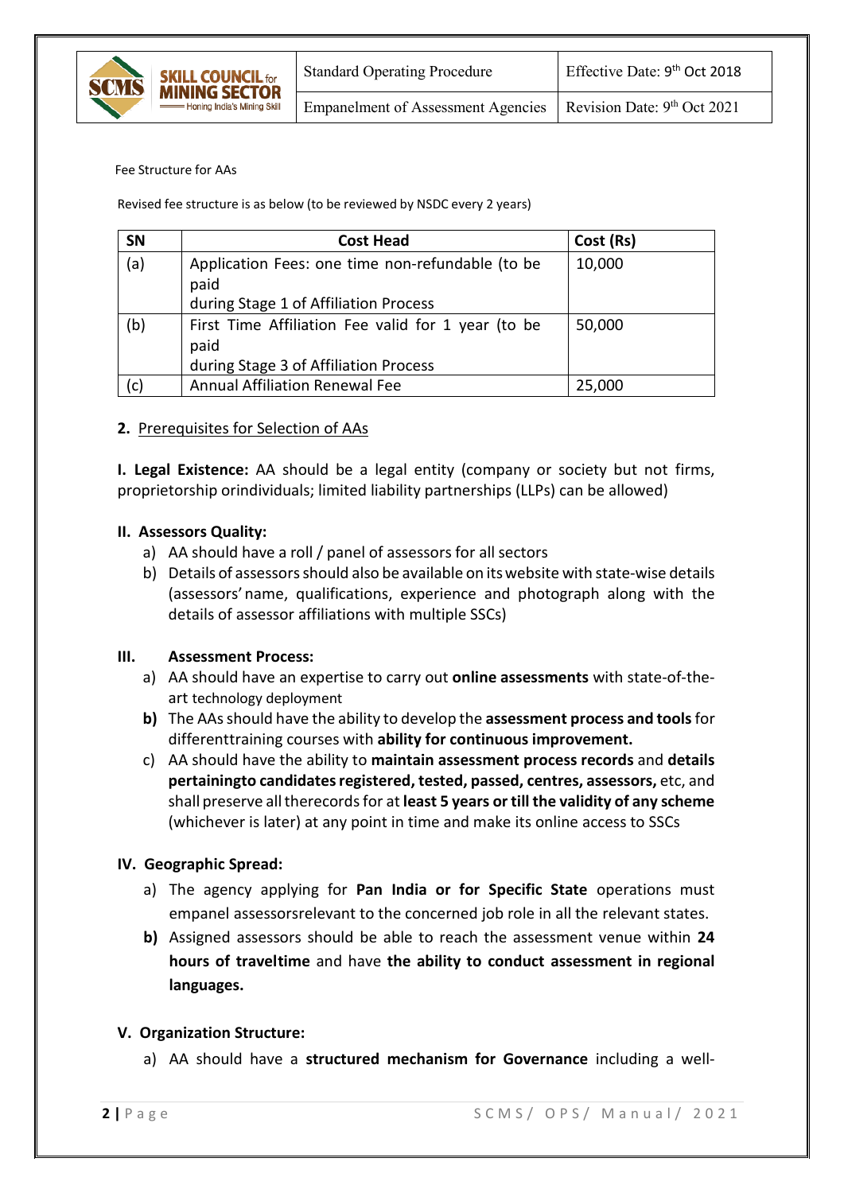Fee Structure for AAs

Revised fee structure is as below (to be reviewed by NSDC every 2 years)

| SN | Cost Head | Cost (Rs) |
|---|---|---|
| (a) | Application Fees: one time non-refundable (to be paid during Stage 1 of Affiliation Process | 10,000 |
| (b) | First Time Affiliation Fee valid for 1 year (to be paid during Stage 3 of Affiliation Process | 50,000 |
| (c) | Annual Affiliation Renewal Fee | 25,000 |

**2.** Prerequisites for Selection of AAs

**I. Legal Existence:** AA should be a legal entity (company or society but not firms, proprietorship orindividuals; limited liability partnerships (LLPs) can be allowed)

**II. Assessors Quality:**

a) AA should have a roll / panel of assessors for all sectors
b) Details of assessors should also be available on its website with state-wise details (assessors' name, qualifications, experience and photograph along with the details of assessor affiliations with multiple SSCs)

**III. Assessment Process:**

a) AA should have an expertise to carry out **online assessments** with state-of-the-art technology deployment
**b)** The AAs should have the ability to develop the **assessment process and tools** for differenttraining courses with **ability for continuous improvement.**
c) AA should have the ability to **maintain assessment process records** and **details pertainingto candidates registered, tested, passed, centres, assessors,** etc, and shall preserve all therecords for at **least 5 years or till the validity of any scheme** (whichever is later) at any point in time and make its online access to SSCs

**IV. Geographic Spread:**

a) The agency applying for **Pan India or for Specific State** operations must empanel assessorsrelevant to the concerned job role in all the relevant states.
**b)** Assigned assessors should be able to reach the assessment venue within **24 hours of traveltime** and have **the ability to conduct assessment in regional languages.**

**V. Organization Structure:**

a) AA should have a **structured mechanism for Governance** including a well-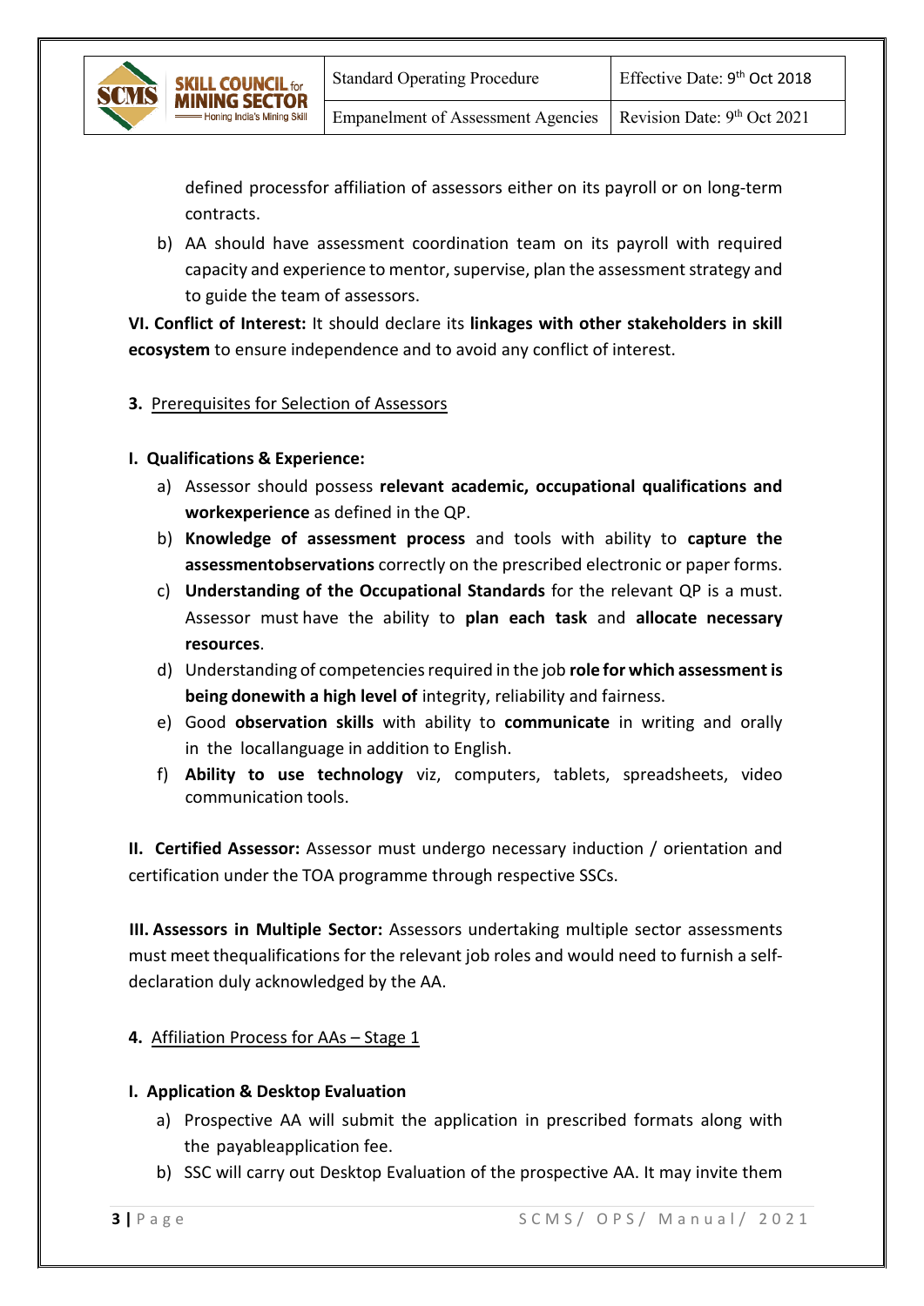defined processfor affiliation of assessors either on its payroll or on long-term contracts.

b) AA should have assessment coordination team on its payroll with required capacity and experience to mentor, supervise, plan the assessment strategy and to guide the team of assessors.

**VI. Conflict of Interest:** It should declare its **linkages with other stakeholders in skill ecosystem** to ensure independence and to avoid any conflict of interest.

**3.** Prerequisites for Selection of Assessors

**I. Qualifications & Experience:**

a) Assessor should possess **relevant academic, occupational qualifications and workexperience** as defined in the QP.
b) **Knowledge of assessment process** and tools with ability to **capture the assessmentobservations** correctly on the prescribed electronic or paper forms.
c) **Understanding of the Occupational Standards** for the relevant QP is a must. Assessor must have the ability to **plan each task** and **allocate necessary resources**.
d) Understanding of competencies required in the job **role for which assessment is being donewith a high level of** integrity, reliability and fairness.
e) Good **observation skills** with ability to **communicate** in writing and orally in the locallanguage in addition to English.
f) **Ability to use technology** viz, computers, tablets, spreadsheets, video communication tools.

**II. Certified Assessor:** Assessor must undergo necessary induction / orientation and certification under the TOA programme through respective SSCs.

**III. Assessors in Multiple Sector:** Assessors undertaking multiple sector assessments must meet thequalifications for the relevant job roles and would need to furnish a self-declaration duly acknowledged by the AA.

**4.** Affiliation Process for AAs – Stage 1

**I. Application & Desktop Evaluation**

a) Prospective AA will submit the application in prescribed formats along with the payableapplication fee.
b) SSC will carry out Desktop Evaluation of the prospective AA. It may invite them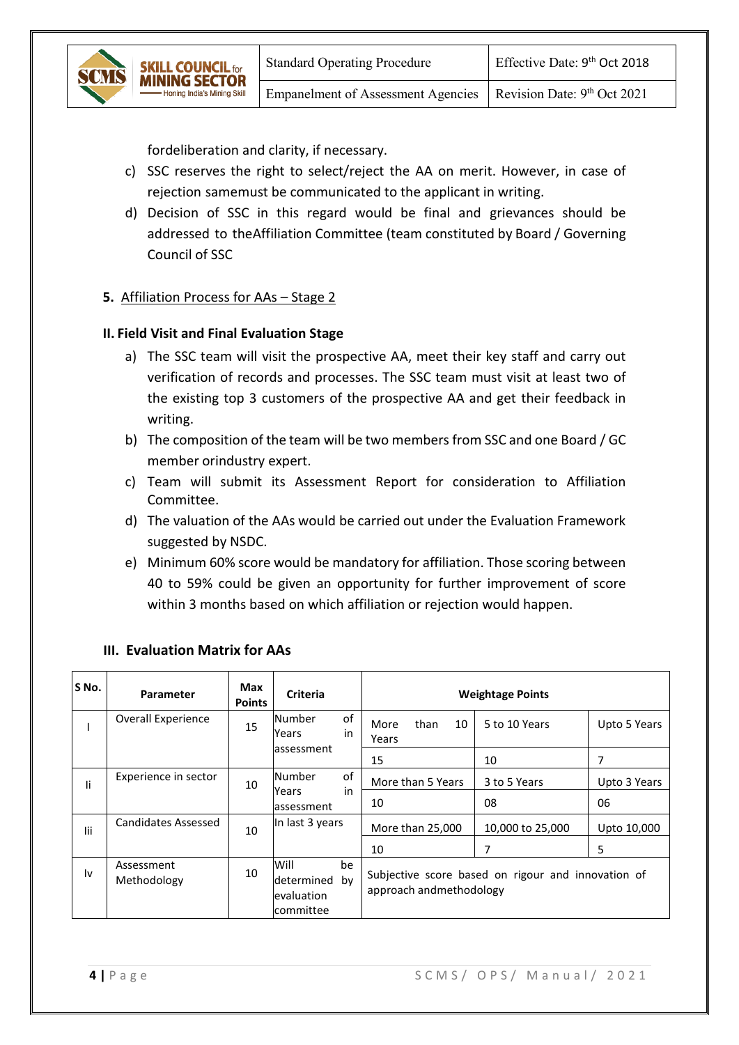fordeliberation and clarity, if necessary.

c) SSC reserves the right to select/reject the AA on merit. However, in case of rejection samemust be communicated to the applicant in writing.
d) Decision of SSC in this regard would be final and grievances should be addressed to theAffiliation Committee (team constituted by Board / Governing Council of SSC

**5.** Affiliation Process for AAs – Stage 2

**II. Field Visit and Final Evaluation Stage**

a) The SSC team will visit the prospective AA, meet their key staff and carry out verification of records and processes. The SSC team must visit at least two of the existing top 3 customers of the prospective AA and get their feedback in writing.
b) The composition of the team will be two members from SSC and one Board / GC member orindustry expert.
c) Team will submit its Assessment Report for consideration to Affiliation Committee.
d) The valuation of the AAs would be carried out under the Evaluation Framework suggested by NSDC.
e) Minimum 60% score would be mandatory for affiliation. Those scoring between 40 to 59% could be given an opportunity for further improvement of score within 3 months based on which affiliation or rejection would happen.

### III. Evaluation Matrix for AAs

| S No. | Parameter | Max Points | Criteria | Weightage Points | | |
|---|---|---|---|---|---|---|
| I | Overall Experience | 15 | Number of Years in assessment | More than 10 Years | 5 to 10 Years | Upto 5 Years |
| | | | | 15 | 10 | 7 |
| Ii | Experience in sector | 10 | Number of Years in assessment | More than 5 Years | 3 to 5 Years | Upto 3 Years |
| | | | | 10 | 08 | 06 |
| Iii | Candidates Assessed | 10 | In last 3 years | More than 25,000 | 10,000 to 25,000 | Upto 10,000 |
| | | | | 10 | 7 | 5 |
| Iv | Assessment Methodology | 10 | Will be determined by evaluation committee | Subjective score based on rigour and innovation of approach andmethodology | | |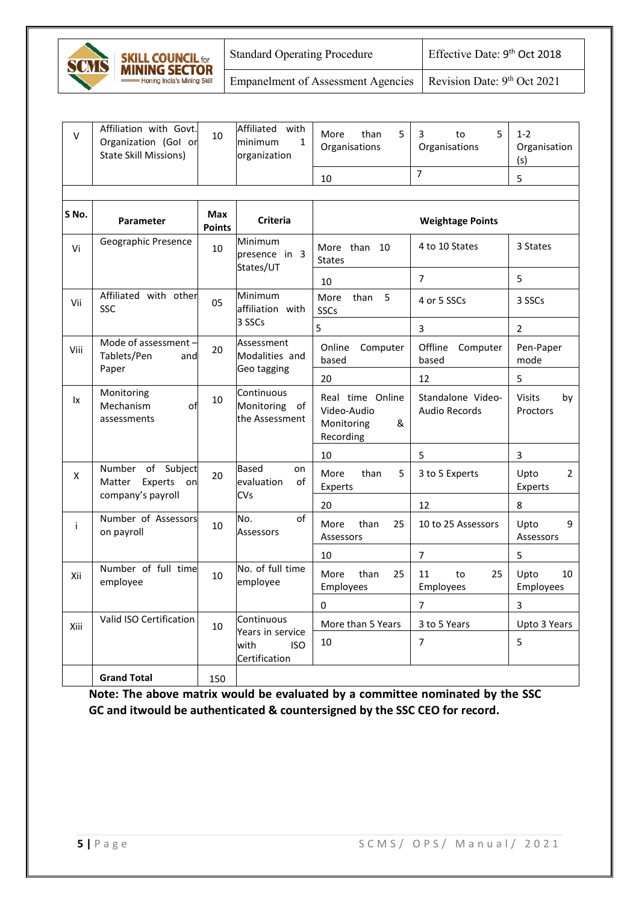| S No. | Parameter | Max Points | Criteria | Weightage Points | | |
|---|---|---|---|---|---|---|
| V | Affiliation with Govt. Organization (GoI or State Skill Missions) | 10 | Affiliated with minimum 1 organization | More than 5 Organisations | 3 to 5 Organisations | 1-2 Organisation (s) |
| | | | | 10 | 7 | 5 |
| Vi | Geographic Presence | 10 | Minimum presence in 3 States/UT | More than 10 States | 4 to 10 States | 3 States |
| | | | | 10 | 7 | 5 |
| Vii | Affiliated with other SSC | 05 | Minimum affiliation with 3 SSCs | More than 5 SSCs | 4 or 5 SSCs | 3 SSCs |
| | | | | 5 | 3 | 2 |
| Viii | Mode of assessment – Tablets/Pen and Paper | 20 | Assessment Modalities and Geo tagging | Online Computer based | Offline Computer based | Pen-Paper mode |
| | | | | 20 | 12 | 5 |
| Ix | Monitoring Mechanism of assessments | 10 | Continuous Monitoring of the Assessment | Real time Online Video-Audio Monitoring & Recording | Standalone Video-Audio Records | Visits by Proctors |
| | | | | 10 | 5 | 3 |
| X | Number of Subject Matter Experts on company's payroll | 20 | Based on evaluation of CVs | More than 5 Experts | 3 to 5 Experts | Upto 2 Experts |
| | | | | 20 | 12 | 8 |
| i | Number of Assessors on payroll | 10 | No. of Assessors | More than 25 Assessors | 10 to 25 Assessors | Upto 9 Assessors |
| | | | | 10 | 7 | 5 |
| Xii | Number of full time employee | 10 | No. of full time employee | More than 25 Employees | 11 to 25 Employees | Upto 10 Employees |
| | | | | 0 | 7 | 3 |
| Xiii | Valid ISO Certification | 10 | Continuous Years in service with ISO Certification | More than 5 Years | 3 to 5 Years | Upto 3 Years |
| | | | | 10 | 7 | 5 |
| | **Grand Total** | 150 | | | | |

**Note: The above matrix would be evaluated by a committee nominated by the SSC GC and itwould be authenticated & countersigned by the SSC CEO for record.**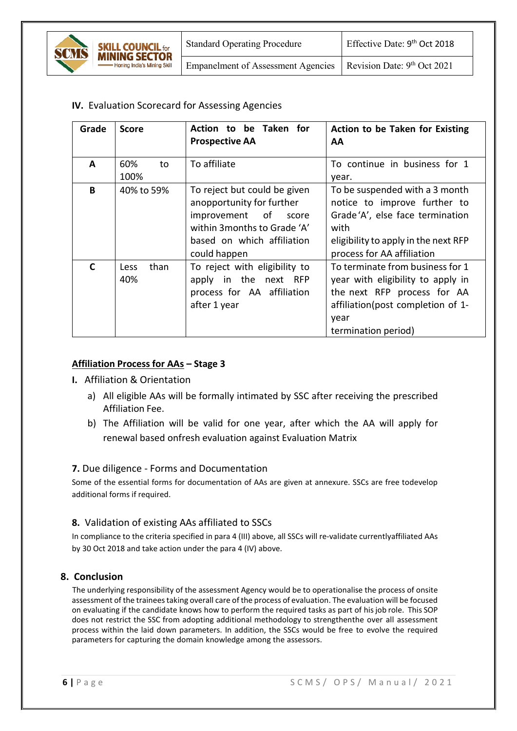### IV. Evaluation Scorecard for Assessing Agencies

| Grade | Score | Action to be Taken for Prospective AA | Action to be Taken for Existing AA |
|---|---|---|---|
| A | 60% to 100% | To affiliate | To continue in business for 1 year. |
| B | 40% to 59% | To reject but could be given anopportunity for further improvement of score within 3months to Grade 'A' based on which affiliation could happen | To be suspended with a 3 month notice to improve further to Grade'A', else face termination with eligibility to apply in the next RFP process for AA affiliation |
| C | Less than 40% | To reject with eligibility to apply in the next RFP process for AA affiliation after 1 year | To terminate from business for 1 year with eligibility to apply in the next RFP process for AA affiliation(post completion of 1-year termination period) |

**<u>Affiliation Process for AAs</u> – Stage 3**

**I.** Affiliation & Orientation

a) All eligible AAs will be formally intimated by SSC after receiving the prescribed Affiliation Fee.

b) The Affiliation will be valid for one year, after which the AA will apply for renewal based onfresh evaluation against Evaluation Matrix

### 7. Due diligence - Forms and Documentation

Some of the essential forms for documentation of AAs are given at annexure. SSCs are free todevelop additional forms if required.

### 8. Validation of existing AAs affiliated to SSCs

In compliance to the criteria specified in para 4 (III) above, all SSCs will re-validate currentlyaffiliated AAs by 30 Oct 2018 and take action under the para 4 (IV) above.

## 8. Conclusion

The underlying responsibility of the assessment Agency would be to operationalise the process of onsite assessment of the trainees taking overall care of the process of evaluation. The evaluation will be focused on evaluating if the candidate knows how to perform the required tasks as part of his job role. This SOP does not restrict the SSC from adopting additional methodology to strengthenthe over all assessment process within the laid down parameters. In addition, the SSCs would be free to evolve the required parameters for capturing the domain knowledge among the assessors.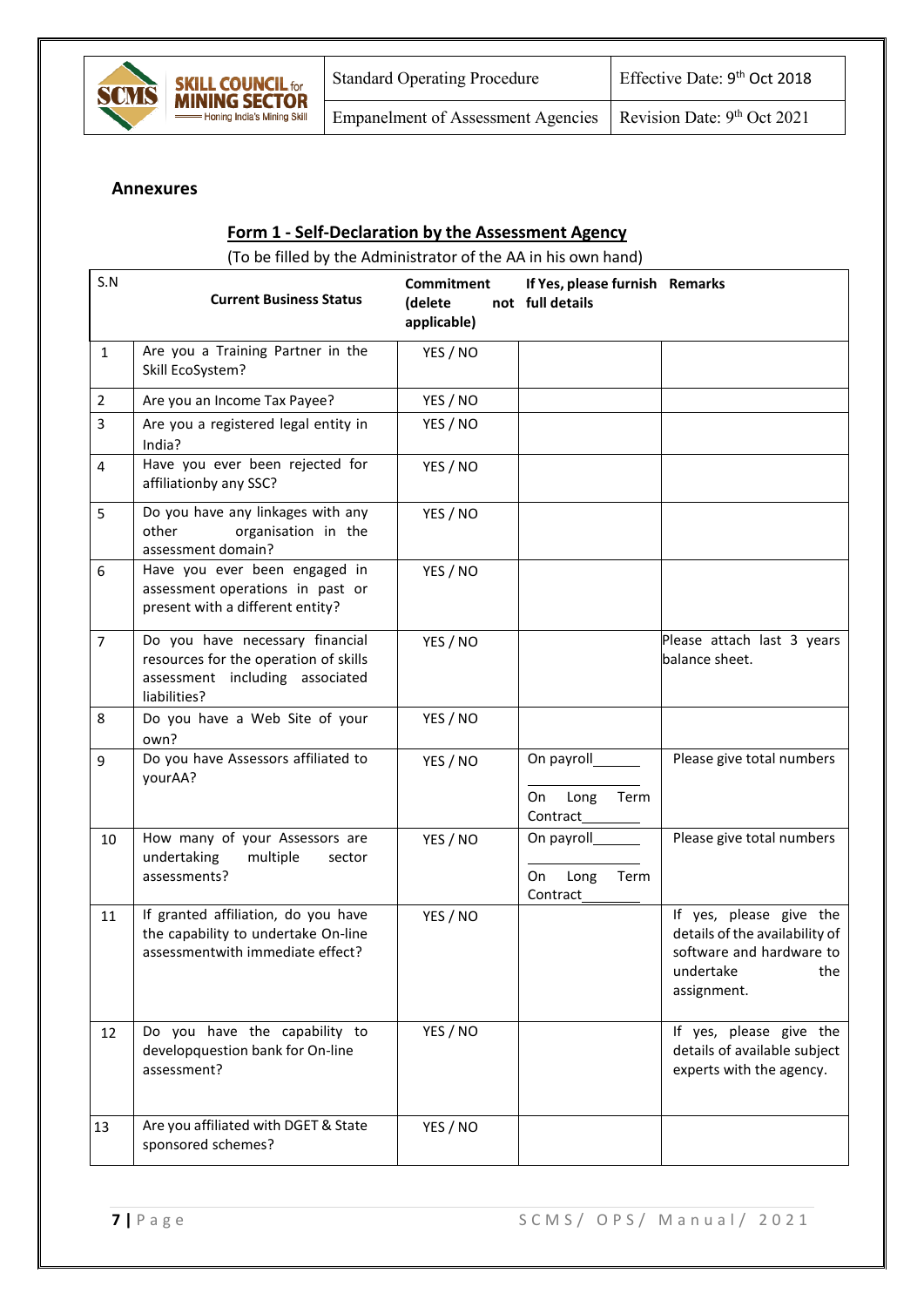## Annexures

### Form 1 - Self-Declaration by the Assessment Agency

(To be filled by the Administrator of the AA in his own hand)

| S.N | Current Business Status | Commitment (delete not applicable) | If Yes, please furnish full details | Remarks |
|---|---|---|---|---|
| 1 | Are you a Training Partner in the Skill EcoSystem? | YES / NO | | |
| 2 | Are you an Income Tax Payee? | YES / NO | | |
| 3 | Are you a registered legal entity in India? | YES / NO | | |
| 4 | Have you ever been rejected for affiliationby any SSC? | YES / NO | | |
| 5 | Do you have any linkages with any other organisation in the assessment domain? | YES / NO | | |
| 6 | Have you ever been engaged in assessment operations in past or present with a different entity? | YES / NO | | |
| 7 | Do you have necessary financial resources for the operation of skills assessment including associated liabilities? | YES / NO | | Please attach last 3 years balance sheet. |
| 8 | Do you have a Web Site of your own? | YES / NO | | |
| 9 | Do you have Assessors affiliated to yourAA? | YES / NO | On payroll______<br>On Long Term Contract_______ | Please give total numbers |
| 10 | How many of your Assessors are undertaking multiple sector assessments? | YES / NO | On payroll______<br>On Long Term Contract_______ | Please give total numbers |
| 11 | If granted affiliation, do you have the capability to undertake On-line assessmentwith immediate effect? | YES / NO | | If yes, please give the details of the availability of software and hardware to undertake the assignment. |
| 12 | Do you have the capability to developquestion bank for On-line assessment? | YES / NO | | If yes, please give the details of available subject experts with the agency. |
| 13 | Are you affiliated with DGET & State sponsored schemes? | YES / NO | | |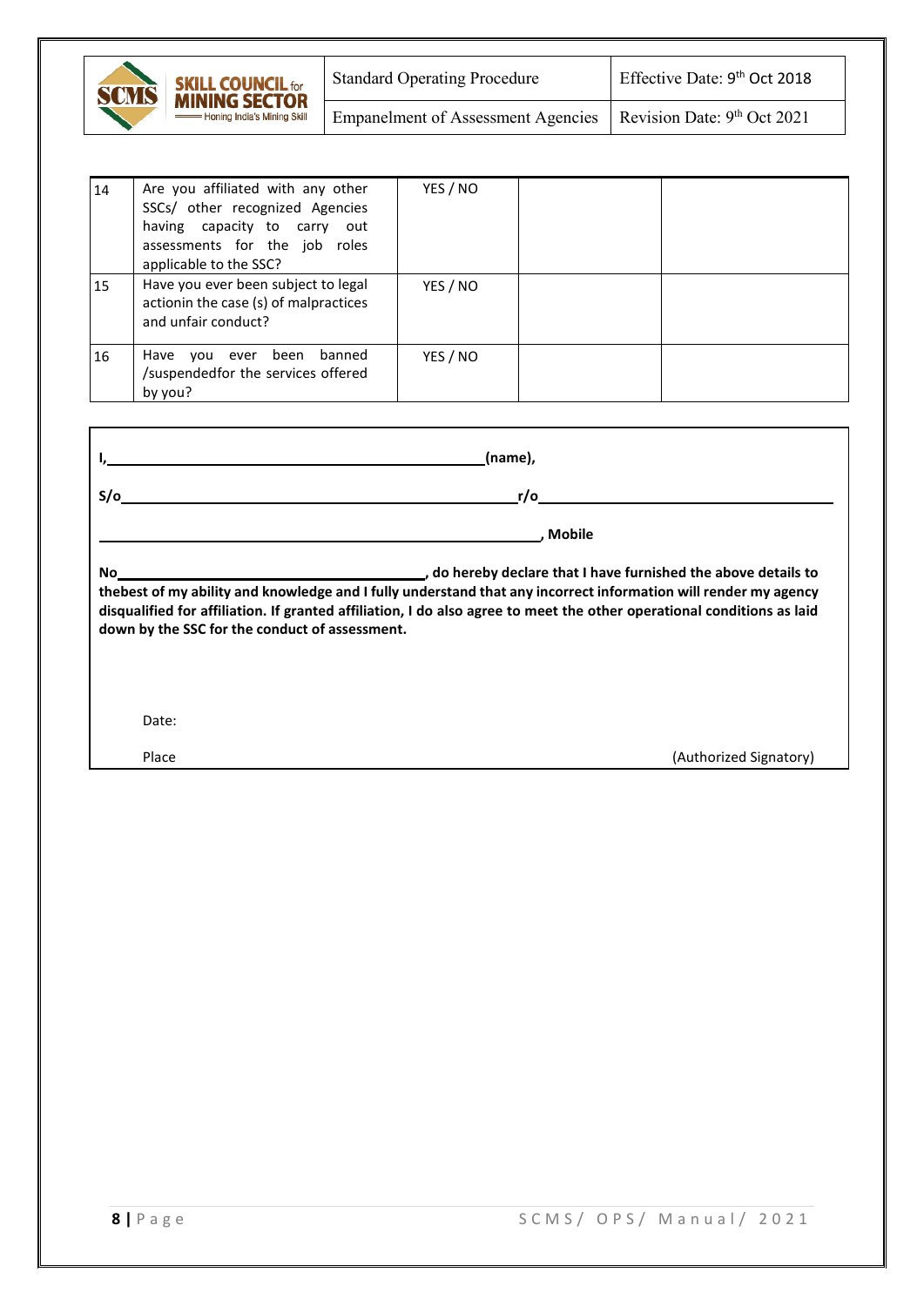| 14 | Are you affiliated with any other SSCs/ other recognized Agencies having capacity to carry out assessments for the job roles applicable to the SSC? | YES / NO | | |
|---|---|---|---|---|
| 15 | Have you ever been subject to legal actionin the case (s) of malpractices and unfair conduct? | YES / NO | | |
| 16 | Have you ever been banned /suspendedfor the services offered by you? | YES / NO | | |

**I,\_\_\_\_\_\_\_\_\_\_\_\_\_\_\_\_\_\_\_\_\_\_\_\_\_\_\_\_\_\_\_\_\_\_\_\_\_\_\_\_\_\_\_\_(name),**

**S/o\_\_\_\_\_\_\_\_\_\_\_\_\_\_\_\_\_\_\_\_\_\_\_\_\_\_\_\_\_\_\_\_\_\_\_\_\_\_\_\_\_\_\_\_r/o\_\_\_\_\_\_\_\_\_\_\_\_\_\_\_\_\_\_\_\_\_\_\_\_\_\_\_\_\_\_\_\_\_**

**\_\_\_\_\_\_\_\_\_\_\_\_\_\_\_\_\_\_\_\_\_\_\_\_\_\_\_\_\_\_\_\_\_\_\_\_\_\_\_\_\_\_\_\_\_\_\_\_\_\_, Mobile**

**No\_\_\_\_\_\_\_\_\_\_\_\_\_\_\_\_\_\_\_\_\_\_\_\_\_\_\_\_\_\_\_\_\_\_, do hereby declare that I have furnished the above details to thebest of my ability and knowledge and I fully understand that any incorrect information will render my agency disqualified for affiliation. If granted affiliation, I do also agree to meet the other operational conditions as laid down by the SSC for the conduct of assessment.**

Date:

Place

(Authorized Signatory)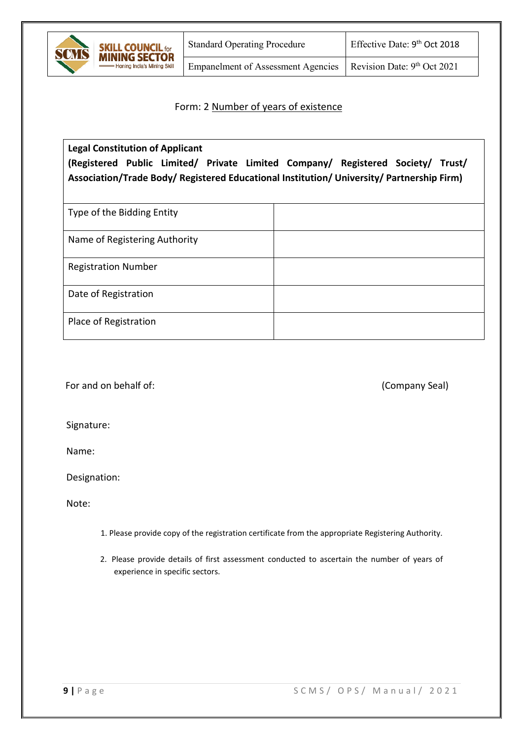Form: 2 Number of years of existence

| **Legal Constitution of Applicant** **(Registered Public Limited/ Private Limited Company/ Registered Society/ Trust/ Association/Trade Body/ Registered Educational Institution/ University/ Partnership Firm)** | |
|---|---|
| Type of the Bidding Entity | |
| Name of Registering Authority | |
| Registration Number | |
| Date of Registration | |
| Place of Registration | |

For and on behalf of: (Company Seal)

Signature:

Name:

Designation:

Note:

1. Please provide copy of the registration certificate from the appropriate Registering Authority.
2. Please provide details of first assessment conducted to ascertain the number of years of experience in specific sectors.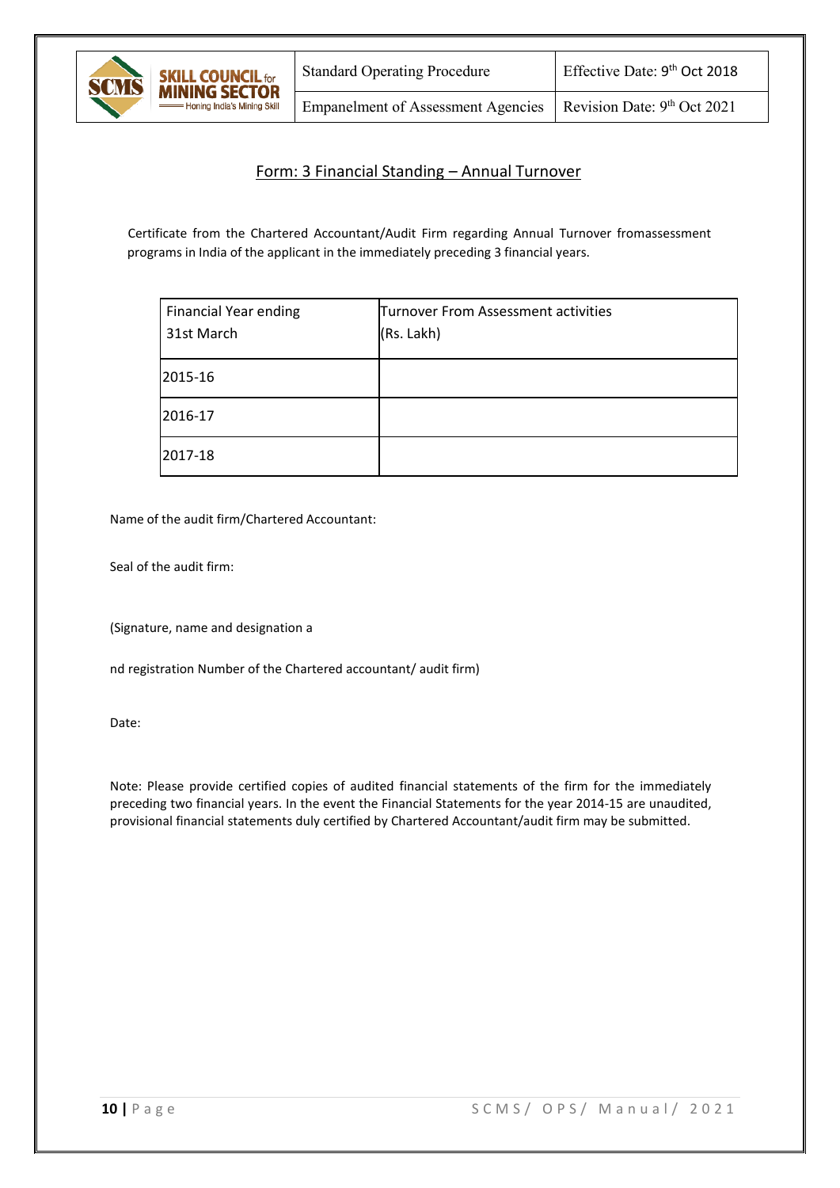## Form: 3 Financial Standing – Annual Turnover

Certificate from the Chartered Accountant/Audit Firm regarding Annual Turnover fromassessment programs in India of the applicant in the immediately preceding 3 financial years.

| Financial Year ending 31st March | Turnover From Assessment activities (Rs. Lakh) |
|---|---|
| 2015-16 | |
| 2016-17 | |
| 2017-18 | |

Name of the audit firm/Chartered Accountant:

Seal of the audit firm:

(Signature, name and designation a

nd registration Number of the Chartered accountant/ audit firm)

Date:

Note: Please provide certified copies of audited financial statements of the firm for the immediately preceding two financial years. In the event the Financial Statements for the year 2014-15 are unaudited, provisional financial statements duly certified by Chartered Accountant/audit firm may be submitted.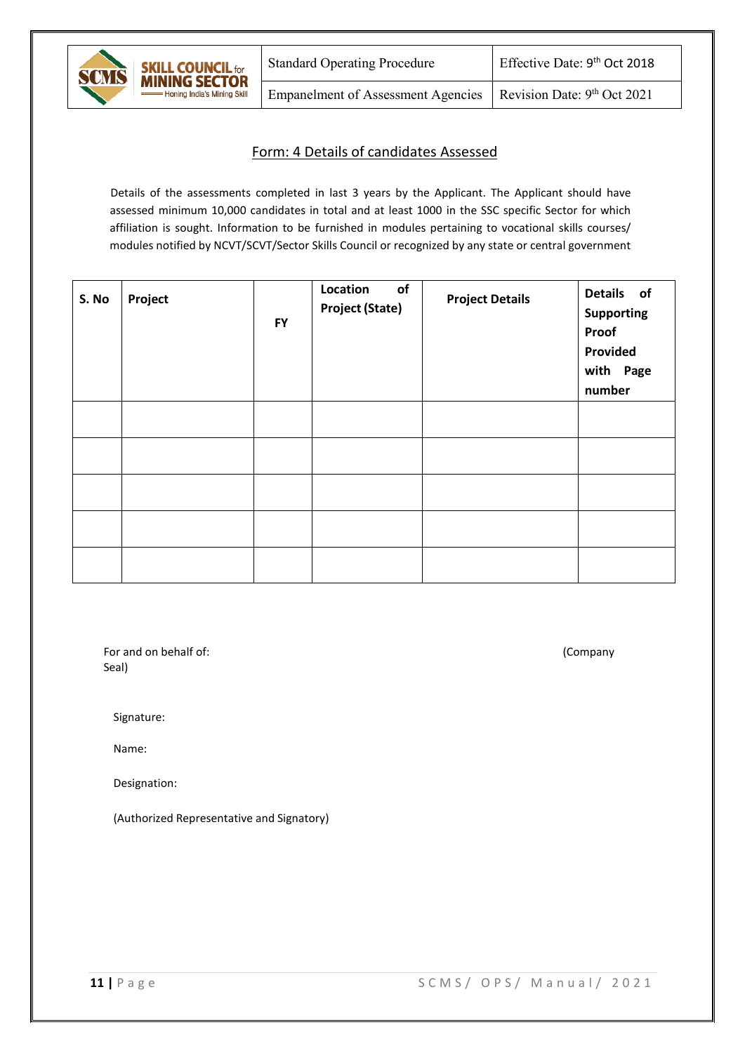## Form: 4 Details of candidates Assessed

Details of the assessments completed in last 3 years by the Applicant. The Applicant should have assessed minimum 10,000 candidates in total and at least 1000 in the SSC specific Sector for which affiliation is sought. Information to be furnished in modules pertaining to vocational skills courses/ modules notified by NCVT/SCVT/Sector Skills Council or recognized by any state or central government

| S. No | Project | FY | Location of Project (State) | Project Details | Details of Supporting Proof Provided with Page number |
|---|---|---|---|---|---|
| | | | | | |
| | | | | | |
| | | | | | |
| | | | | | |
| | | | | | |

For and on behalf of: (Company Seal)

Signature:

Name:

Designation:

(Authorized Representative and Signatory)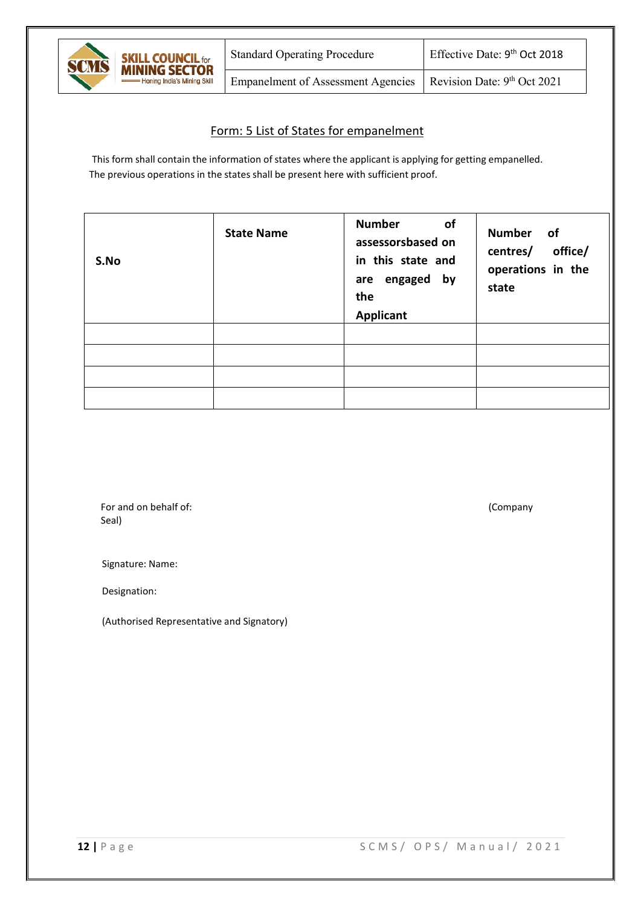## Form: 5 List of States for empanelment

This form shall contain the information of states where the applicant is applying for getting empanelled. The previous operations in the states shall be present here with sufficient proof.

| S.No | State Name | Number of assessorsbased on in this state and are engaged by the Applicant | Number of centres/ office/ operations in the state |
|---|---|---|---|
| | | | |
| | | | |
| | | | |
| | | | |

For and on behalf of: (Company Seal)

Signature: Name:

Designation:

(Authorised Representative and Signatory)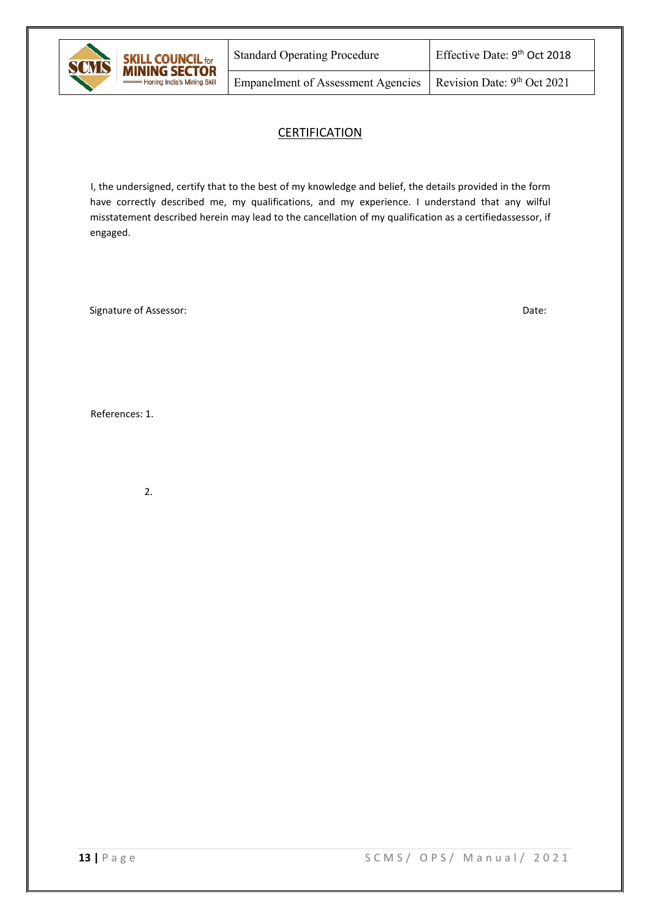## CERTIFICATION

I, the undersigned, certify that to the best of my knowledge and belief, the details provided in the form have correctly described me, my qualifications, and my experience. I understand that any wilful misstatement described herein may lead to the cancellation of my qualification as a certifiedassessor, if engaged.

Signature of Assessor: Date:

References: 1.

2.